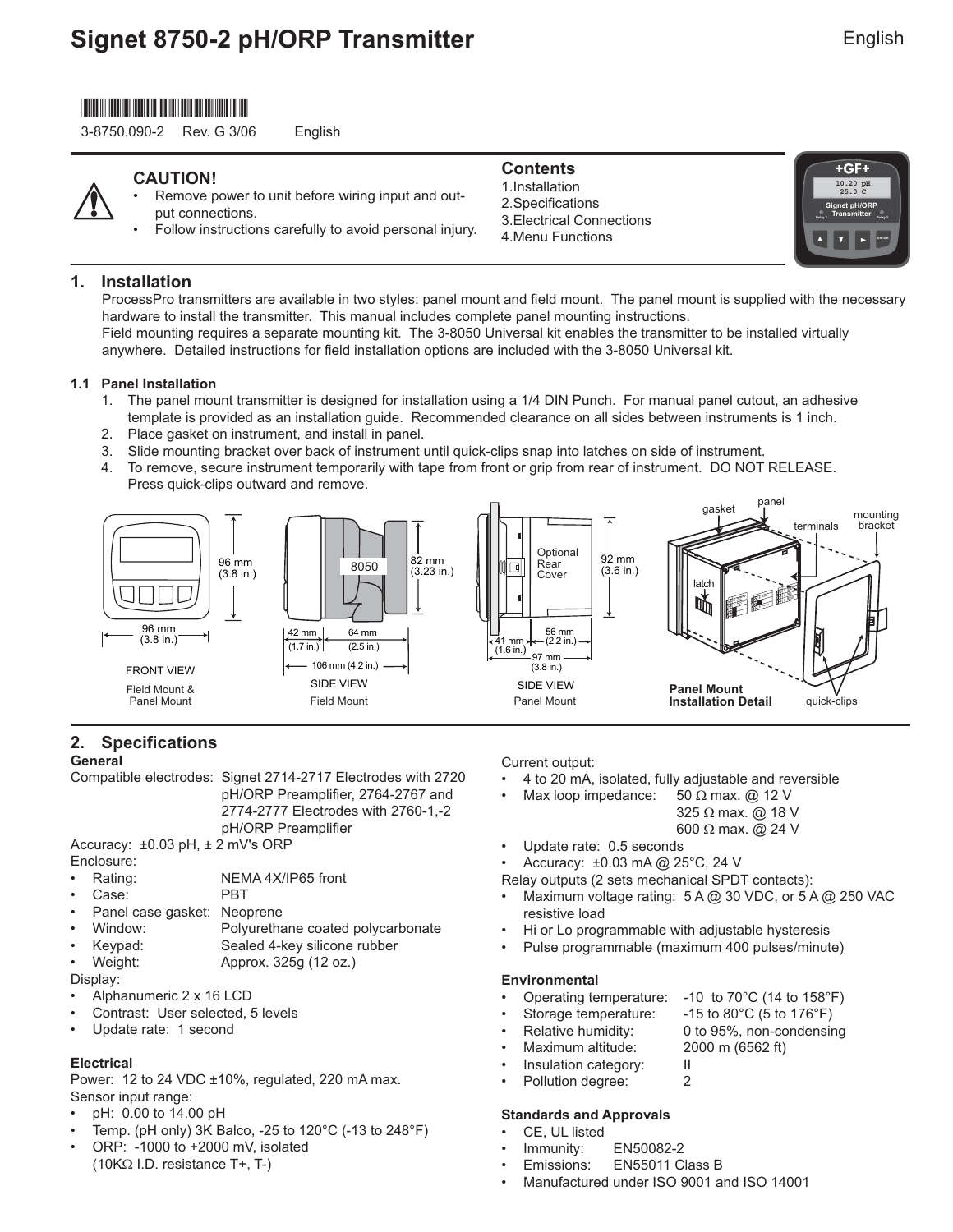# Signet 8750-2 pH/ORP Transmitter

English

3-8750.090-2 Rev. G 3/06 English

**CAUTION!**

- Remove power to unit before wiring input and output connections.
- Follow instructions carefully to avoid personal injury.

**Contents**

1. Installation
2. Specifications
3. Electrical Connections
4. Menu Functions

## 1. Installation

ProcessPro transmitters are available in two styles: panel mount and field mount. The panel mount is supplied with the necessary hardware to install the transmitter. This manual includes complete panel mounting instructions.

Field mounting requires a separate mounting kit. The 3-8050 Universal kit enables the transmitter to be installed virtually anywhere. Detailed instructions for field installation options are included with the 3-8050 Universal kit.

### 1.1 Panel Installation

1. The panel mount transmitter is designed for installation using a 1/4 DIN Punch. For manual panel cutout, an adhesive template is provided as an installation guide. Recommended clearance on all sides between instruments is 1 inch.
2. Place gasket on instrument, and install in panel.
3. Slide mounting bracket over back of instrument until quick-clips snap into latches on side of instrument.
4. To remove, secure instrument temporarily with tape from front or grip from rear of instrument. DO NOT RELEASE. Press quick-clips outward and remove.

96 mm (3.8 in.) × 96 mm (3.8 in.)
FRONT VIEW
Field Mount & Panel Mount

42 mm (1.7 in.), 64 mm (2.5 in.), 106 mm (4.2 in.), 82 mm (3.23 in.), 8050
SIDE VIEW
Field Mount

Optional Rear Cover, 92 mm (3.6 in.), 41 mm (1.6 in.), 56 mm (2.2 in.), 97 mm (3.8 in.)
SIDE VIEW
Panel Mount

gasket, panel, terminals, mounting bracket, latch, quick-clips
**Panel Mount Installation Detail**

## 2. Specifications

### General

Compatible electrodes: Signet 2714-2717 Electrodes with 2720 pH/ORP Preamplifier, 2764-2767 and 2774-2777 Electrodes with 2760-1,-2 pH/ORP Preamplifier

Accuracy: ±0.03 pH, ± 2 mV's ORP

Enclosure:
- Rating: NEMA 4X/IP65 front
- Case: PBT
- Panel case gasket: Neoprene
- Window: Polyurethane coated polycarbonate
- Keypad: Sealed 4-key silicone rubber
- Weight: Approx. 325g (12 oz.)

Display:
- Alphanumeric 2 x 16 LCD
- Contrast: User selected, 5 levels
- Update rate: 1 second

### Electrical

Power: 12 to 24 VDC ±10%, regulated, 220 mA max.

Sensor input range:
- pH: 0.00 to 14.00 pH
- Temp. (pH only) 3K Balco, -25 to 120°C (-13 to 248°F)
- ORP: -1000 to +2000 mV, isolated (10KΩ I.D. resistance T+, T-)

Current output:
- 4 to 20 mA, isolated, fully adjustable and reversible
- Max loop impedance: 50 Ω max. @ 12 V; 325 Ω max. @ 18 V; 600 Ω max. @ 24 V
- Update rate: 0.5 seconds
- Accuracy: ±0.03 mA @ 25°C, 24 V

Relay outputs (2 sets mechanical SPDT contacts):
- Maximum voltage rating: 5 A @ 30 VDC, or 5 A @ 250 VAC resistive load
- Hi or Lo programmable with adjustable hysteresis
- Pulse programmable (maximum 400 pulses/minute)

### Environmental

- Operating temperature: -10 to 70°C (14 to 158°F)
- Storage temperature: -15 to 80°C (5 to 176°F)
- Relative humidity: 0 to 95%, non-condensing
- Maximum altitude: 2000 m (6562 ft)
- Insulation category: II
- Pollution degree: 2

### Standards and Approvals

- CE, UL listed
- Immunity: EN50082-2
- Emissions: EN55011 Class B
- Manufactured under ISO 9001 and ISO 14001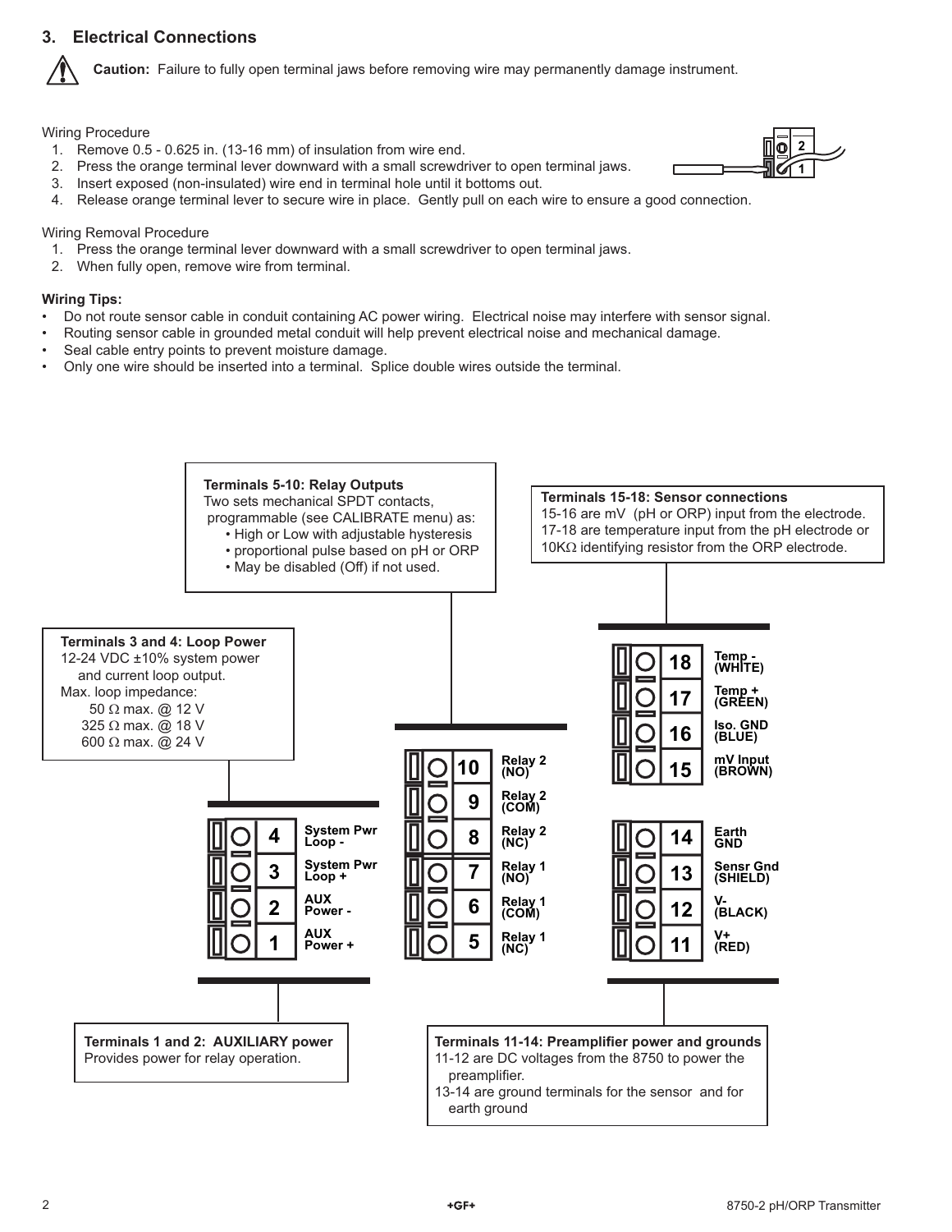## 3. Electrical Connections

**Caution:** Failure to fully open terminal jaws before removing wire may permanently damage instrument.

Wiring Procedure

1. Remove 0.5 - 0.625 in. (13-16 mm) of insulation from wire end.
2. Press the orange terminal lever downward with a small screwdriver to open terminal jaws.
3. Insert exposed (non-insulated) wire end in terminal hole until it bottoms out.
4. Release orange terminal lever to secure wire in place. Gently pull on each wire to ensure a good connection.

Wiring Removal Procedure

1. Press the orange terminal lever downward with a small screwdriver to open terminal jaws.
2. When fully open, remove wire from terminal.

**Wiring Tips:**

- Do not route sensor cable in conduit containing AC power wiring. Electrical noise may interfere with sensor signal.
- Routing sensor cable in grounded metal conduit will help prevent electrical noise and mechanical damage.
- Seal cable entry points to prevent moisture damage.
- Only one wire should be inserted into a terminal. Splice double wires outside the terminal.

**Terminals 5-10: Relay Outputs**
Two sets mechanical SPDT contacts, programmable (see CALIBRATE menu) as:
- High or Low with adjustable hysteresis
- proportional pulse based on pH or ORP
- May be disabled (Off) if not used.

**Terminals 15-18: Sensor connections**
15-16 are mV (pH or ORP) input from the electrode.
17-18 are temperature input from the pH electrode or 10KΩ identifying resistor from the ORP electrode.

**Terminals 3 and 4: Loop Power**
12-24 VDC ±10% system power and current loop output.
Max. loop impedance:
50 Ω max. @ 12 V
325 Ω max. @ 18 V
600 Ω max. @ 24 V

| Terminal | Function |
|---|---|
| 18 | Temp - (WHITE) |
| 17 | Temp + (GREEN) |
| 16 | Iso. GND (BLUE) |
| 15 | mV Input (BROWN) |
| 14 | Earth GND |
| 13 | Sensr Gnd (SHIELD) |
| 12 | V- (BLACK) |
| 11 | V+ (RED) |
| 10 | Relay 2 (NO) |
| 9 | Relay 2 (COM) |
| 8 | Relay 2 (NC) |
| 7 | Relay 1 (NO) |
| 6 | Relay 1 (COM) |
| 5 | Relay 1 (NC) |
| 4 | System Pwr Loop - |
| 3 | System Pwr Loop + |
| 2 | AUX Power - |
| 1 | AUX Power + |

**Terminals 1 and 2: AUXILIARY power**
Provides power for relay operation.

**Terminals 11-14: Preamplifier power and grounds**
11-12 are DC voltages from the 8750 to power the preamplifier.
13-14 are ground terminals for the sensor and for earth ground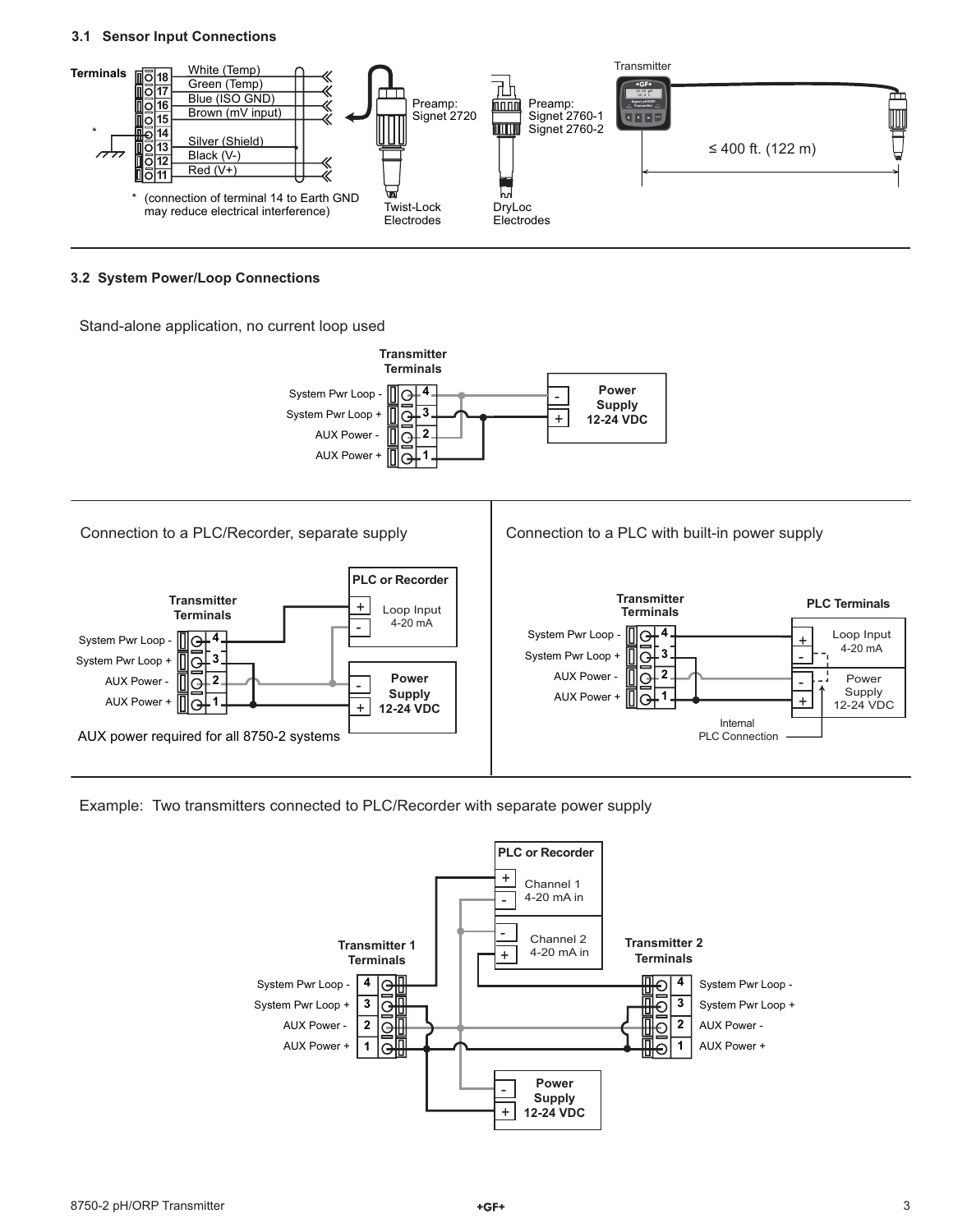### 3.1 Sensor Input Connections

Terminals

| Terminal | Connection |
|---|---|
| 18 | White (Temp) |
| 17 | Green (Temp) |
| 16 | Blue (ISO GND) |
| 15 | Brown (mV input) |
| 14* | Silver (Shield) |
| 13 | Black (V-) |
| 12 | Red (V+) |
| 11 | |

* (connection of terminal 14 to Earth GND may reduce electrical interference)

Preamp: Signet 2720 — Twist-Lock Electrodes

Preamp: Signet 2760-1, Signet 2760-2 — DryLoc Electrodes

Transmitter ≤ 400 ft. (122 m)

### 3.2 System Power/Loop Connections

Stand-alone application, no current loop used

Transmitter Terminals: 4 System Pwr Loop -, 3 System Pwr Loop +, 2 AUX Power -, 1 AUX Power +

Power Supply 12-24 VDC

Connection to a PLC/Recorder, separate supply

Transmitter Terminals: 4 System Pwr Loop -, 3 System Pwr Loop +, 2 AUX Power -, 1 AUX Power +

PLC or Recorder: Loop Input 4-20 mA

Power Supply 12-24 VDC

AUX power required for all 8750-2 systems

Connection to a PLC with built-in power supply

Transmitter Terminals: 4 System Pwr Loop -, 3 System Pwr Loop +, 2 AUX Power -, 1 AUX Power +

PLC Terminals: Loop Input 4-20 mA; Power Supply 12-24 VDC

Internal PLC Connection

Example: Two transmitters connected to PLC/Recorder with separate power supply

PLC or Recorder: Channel 1 4-20 mA in; Channel 2 4-20 mA in

Transmitter 1 Terminals: 4 System Pwr Loop -, 3 System Pwr Loop +, 2 AUX Power -, 1 AUX Power +

Transmitter 2 Terminals: 4 System Pwr Loop -, 3 System Pwr Loop +, 2 AUX Power -, 1 AUX Power +

Power Supply 12-24 VDC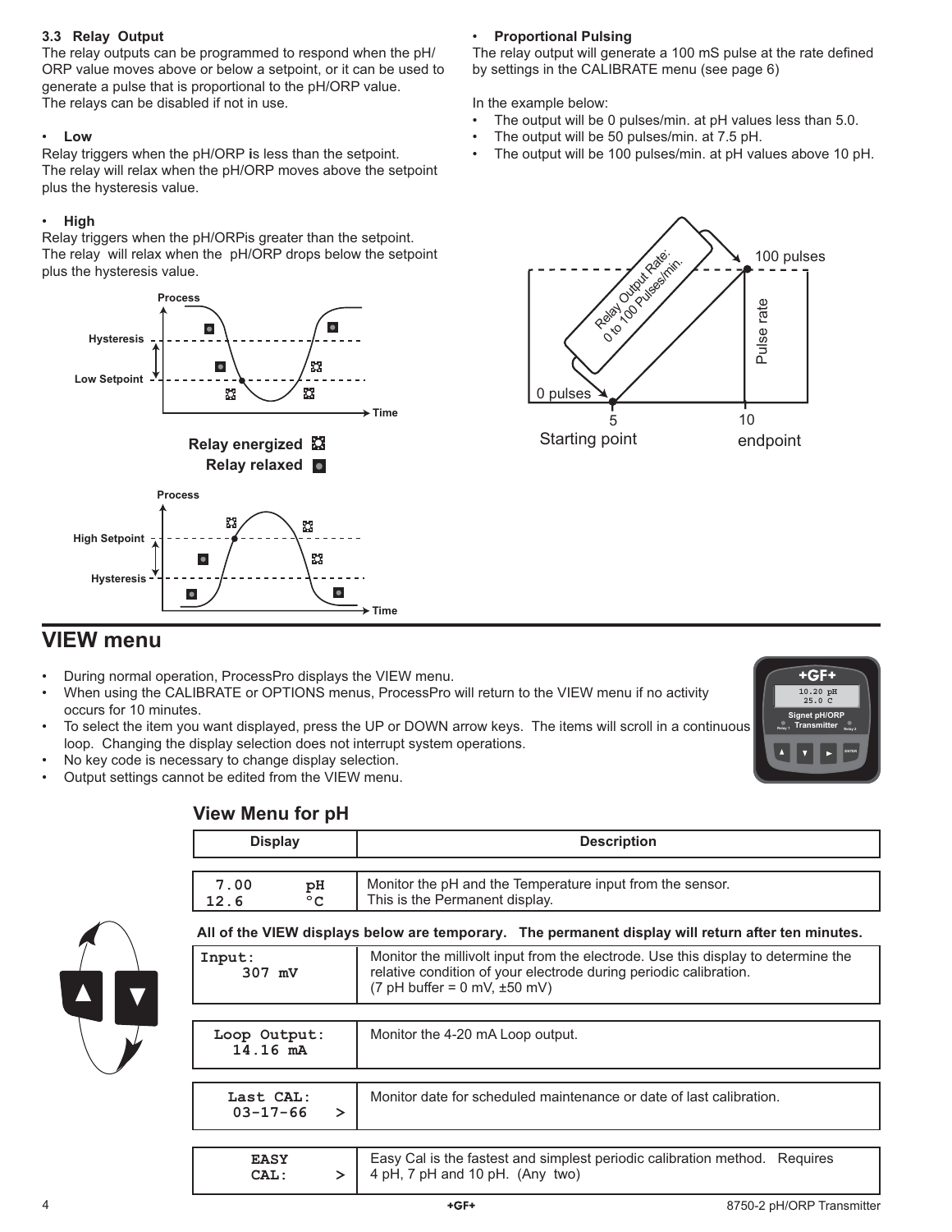### 3.3 Relay Output

The relay outputs can be programmed to respond when the pH/ORP value moves above or below a setpoint, or it can be used to generate a pulse that is proportional to the pH/ORP value.
The relays can be disabled if not in use.

- **Low**

Relay triggers when the pH/ORP **i**s less than the setpoint.
The relay will relax when the pH/ORP moves above the setpoint plus the hysteresis value.

- **High**

Relay triggers when the pH/ORPis greater than the setpoint.
The relay will relax when the pH/ORP drops below the setpoint plus the hysteresis value.

- **Proportional Pulsing**

The relay output will generate a 100 mS pulse at the rate defined by settings in the CALIBRATE menu (see page 6)

In the example below:

- The output will be 0 pulses/min. at pH values less than 5.0.
- The output will be 50 pulses/min. at 7.5 pH.
- The output will be 100 pulses/min. at pH values above 10 pH.

## VIEW menu

- During normal operation, ProcessPro displays the VIEW menu.
- When using the CALIBRATE or OPTIONS menus, ProcessPro will return to the VIEW menu if no activity occurs for 10 minutes.
- To select the item you want displayed, press the UP or DOWN arrow keys. The items will scroll in a continuous loop. Changing the display selection does not interrupt system operations.
- No key code is necessary to change display selection.
- Output settings cannot be edited from the VIEW menu.

### View Menu for pH

| Display | Description |
|---|---|
| 7.00 pH<br>12.6 °C | Monitor the pH and the Temperature input from the sensor.<br>This is the Permanent display. |

**All of the VIEW displays below are temporary. The permanent display will return after ten minutes.**

| Display | Description |
|---|---|
| Input:<br>307 mV | Monitor the millivolt input from the electrode. Use this display to determine the relative condition of your electrode during periodic calibration.<br>(7 pH buffer = 0 mV, ±50 mV) |
| Loop Output:<br>14.16 mA | Monitor the 4-20 mA Loop output. |
| Last CAL:<br>03-17-66 > | Monitor date for scheduled maintenance or date of last calibration. |
| EASY<br>CAL: > | Easy Cal is the fastest and simplest periodic calibration method. Requires 4 pH, 7 pH and 10 pH. (Any two) |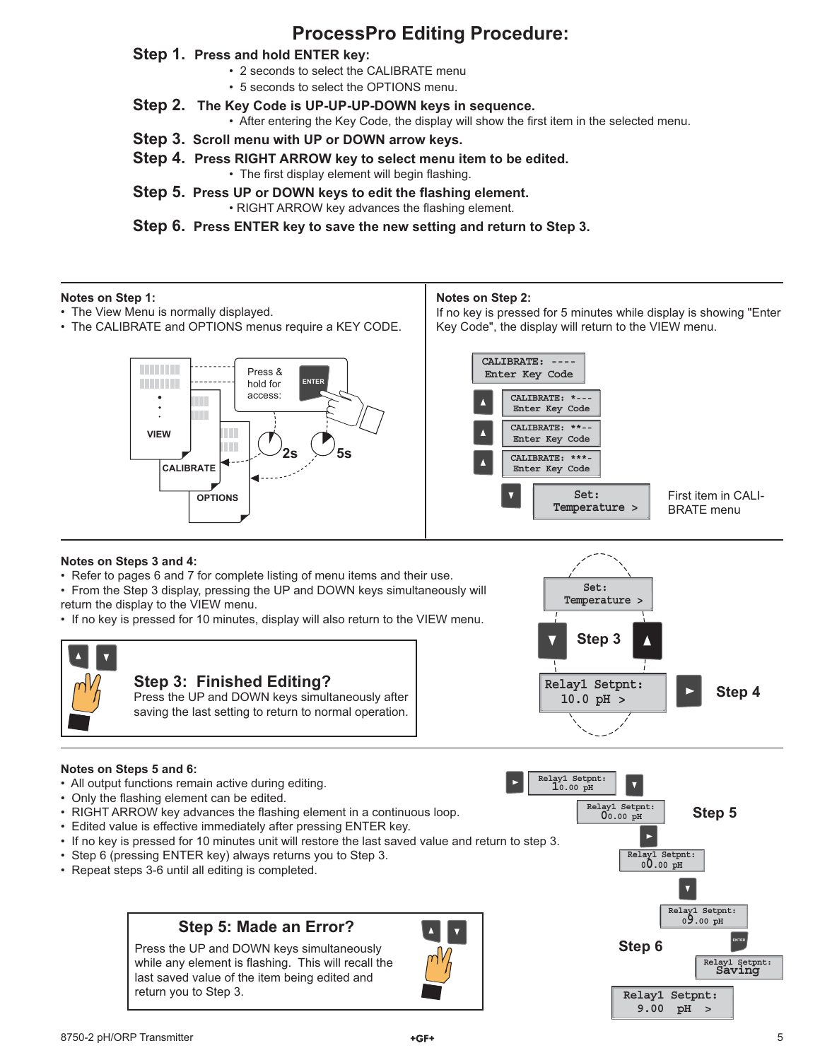# ProcessPro Editing Procedure:

**Step 1. Press and hold ENTER key:**

- 2 seconds to select the CALIBRATE menu
- 5 seconds to select the OPTIONS menu.

**Step 2. The Key Code is UP-UP-UP-DOWN keys in sequence.**

- After entering the Key Code, the display will show the first item in the selected menu.

**Step 3. Scroll menu with UP or DOWN arrow keys.**

**Step 4. Press RIGHT ARROW key to select menu item to be edited.**

- The first display element will begin flashing.

**Step 5. Press UP or DOWN keys to edit the flashing element.**

- RIGHT ARROW key advances the flashing element.

**Step 6. Press ENTER key to save the new setting and return to Step 3.**

**Notes on Step 1:**

- The View Menu is normally displayed.
- The CALIBRATE and OPTIONS menus require a KEY CODE.

VIEW
CALIBRATE
OPTIONS
Press & hold for access: ENTER
2s
5s

**Notes on Step 2:**

If no key is pressed for 5 minutes while display is showing "Enter Key Code", the display will return to the VIEW menu.

CALIBRATE: ----
Enter Key Code

▲ CALIBRATE: *---
Enter Key Code

▲ CALIBRATE: **--
Enter Key Code

▲ CALIBRATE: ***-
Enter Key Code

▼ Set:
Temperature >

First item in CALIBRATE menu

**Notes on Steps 3 and 4:**

- Refer to pages 6 and 7 for complete listing of menu items and their use.
- From the Step 3 display, pressing the UP and DOWN keys simultaneously will return the display to the VIEW menu.
- If no key is pressed for 10 minutes, display will also return to the VIEW menu.

**Step 3: Finished Editing?**
Press the UP and DOWN keys simultaneously after saving the last setting to return to normal operation.

Set:
Temperature >

Step 3

Relay1 Setpnt:
10.0 pH >

Step 4

**Notes on Steps 5 and 6:**

- All output functions remain active during editing.
- Only the flashing element can be edited.
- RIGHT ARROW key advances the flashing element in a continuous loop.
- Edited value is effective immediately after pressing ENTER key.
- If no key is pressed for 10 minutes unit will restore the last saved value and return to step 3.
- Step 6 (pressing ENTER key) always returns you to Step 3.
- Repeat steps 3-6 until all editing is completed.

**Step 5: Made an Error?**
Press the UP and DOWN keys simultaneously while any element is flashing. This will recall the last saved value of the item being edited and return you to Step 3.

Relay1 Setpnt:
10.00 pH

Relay1 Setpnt:
00.00 pH

Step 5

Relay1 Setpnt:
00.00 pH

Relay1 Setpnt:
09.00 pH

Step 6

ENTER

Relay1 Setpnt:
Saving

Relay1 Setpnt:
9.00 pH >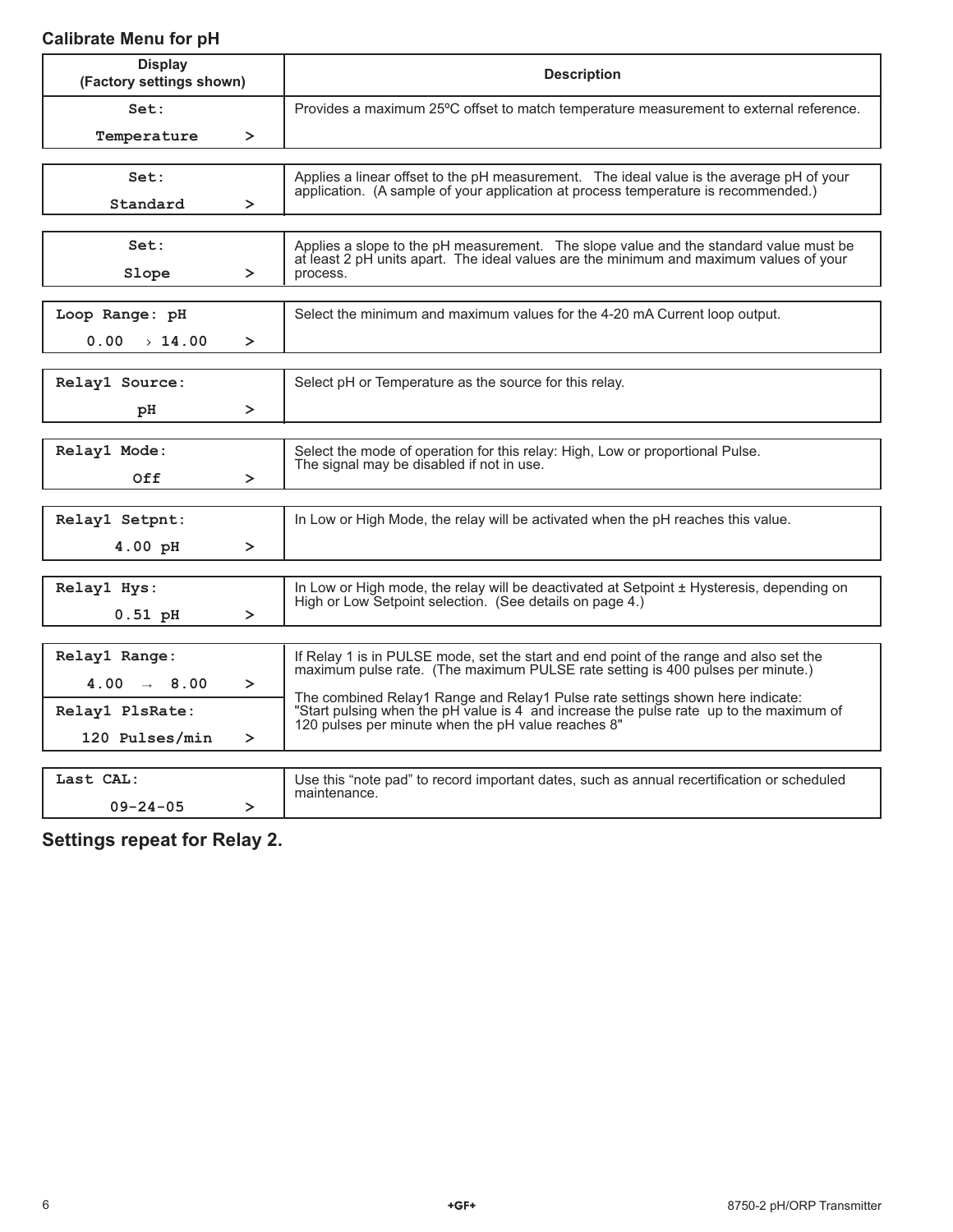## Calibrate Menu for pH

| Display (Factory settings shown) | Description |
|---|---|
| Set: Temperature > | Provides a maximum 25ºC offset to match temperature measurement to external reference. |
| Set: Standard > | Applies a linear offset to the pH measurement. The ideal value is the average pH of your application. (A sample of your application at process temperature is recommended.) |
| Set: Slope > | Applies a slope to the pH measurement. The slope value and the standard value must be at least 2 pH units apart. The ideal values are the minimum and maximum values of your process. |
| Loop Range: pH 0.00 › 14.00 > | Select the minimum and maximum values for the 4-20 mA Current loop output. |
| Relay1 Source: pH > | Select pH or Temperature as the source for this relay. |
| Relay1 Mode: Off > | Select the mode of operation for this relay: High, Low or proportional Pulse. The signal may be disabled if not in use. |
| Relay1 Setpnt: 4.00 pH > | In Low or High Mode, the relay will be activated when the pH reaches this value. |
| Relay1 Hys: 0.51 pH > | In Low or High mode, the relay will be deactivated at Setpoint ± Hysteresis, depending on High or Low Setpoint selection. (See details on page 4.) |
| Relay1 Range: 4.00 → 8.00 > | If Relay 1 is in PULSE mode, set the start and end point of the range and also set the maximum pulse rate. (The maximum PULSE rate setting is 400 pulses per minute.) The combined Relay1 Range and Relay1 Pulse rate settings shown here indicate: "Start pulsing when the pH value is 4 and increase the pulse rate up to the maximum of 120 pulses per minute when the pH value reaches 8" |
| Relay1 PlsRate: 120 Pulses/min > | |
| Last CAL: 09-24-05 > | Use this "note pad" to record important dates, such as annual recertification or scheduled maintenance. |

**Settings repeat for Relay 2.**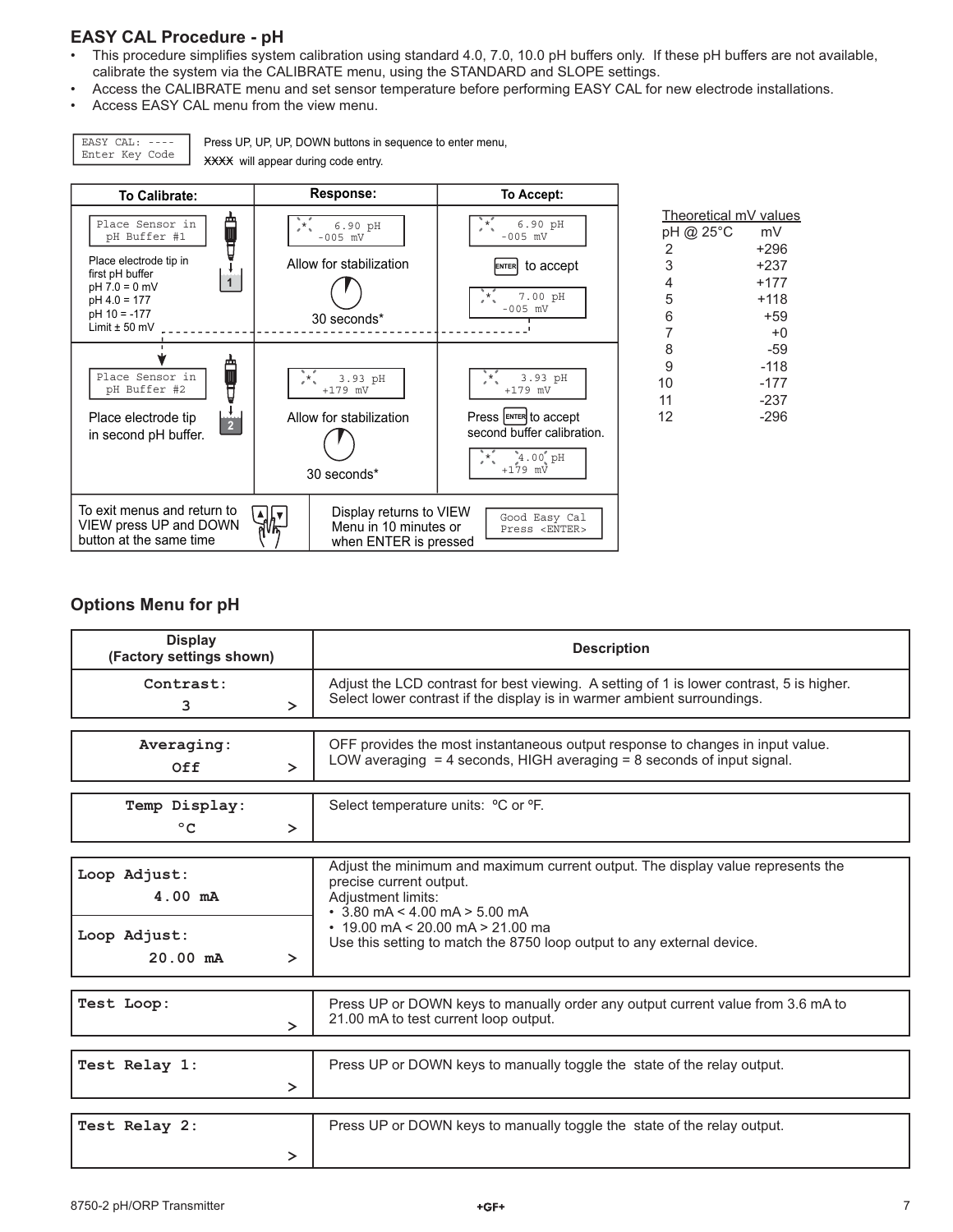## EASY CAL Procedure - pH

- This procedure simplifies system calibration using standard 4.0, 7.0, 10.0 pH buffers only. If these pH buffers are not available, calibrate the system via the CALIBRATE menu, using the STANDARD and SLOPE settings.
- Access the CALIBRATE menu and set sensor temperature before performing EASY CAL for new electrode installations.
- Access EASY CAL menu from the view menu.

```
EASY CAL: ----
Enter Key Code
```

Press UP, UP, UP, DOWN buttons in sequence to enter menu, XXXX will appear during code entry.

| To Calibrate: | Response: | To Accept: |
|---|---|---|
| Place Sensor in pH Buffer #1<br>Place electrode tip in first pH buffer<br>pH 7.0 = 0 mV<br>pH 4.0 = 177<br>pH 10 = -177<br>Limit ± 50 mV | 6.90 pH -005 mV<br>Allow for stabilization<br>30 seconds* | 6.90 pH -005 mV<br>ENTER to accept<br>7.00 pH -005 mV |
| Place Sensor in pH Buffer #2<br>Place electrode tip in second pH buffer. | 3.93 pH +179 mV<br>Allow for stabilization<br>30 seconds* | 3.93 pH +179 mV<br>Press ENTER to accept second buffer calibration.<br>4.00 pH +179 mV |
| To exit menus and return to VIEW press UP and DOWN button at the same time | Display returns to VIEW Menu in 10 minutes or when ENTER is pressed | Good Easy Cal Press <ENTER> |

Theoretical mV values

| pH @ 25°C | mV |
|---|---|
| 2 | +296 |
| 3 | +237 |
| 4 | +177 |
| 5 | +118 |
| 6 | +59 |
| 7 | +0 |
| 8 | -59 |
| 9 | -118 |
| 10 | -177 |
| 11 | -237 |
| 12 | -296 |

## Options Menu for pH

| Display (Factory settings shown) | Description |
|---|---|
| Contrast: 3 > | Adjust the LCD contrast for best viewing. A setting of 1 is lower contrast, 5 is higher. Select lower contrast if the display is in warmer ambient surroundings. |
| Averaging: Off > | OFF provides the most instantaneous output response to changes in input value. LOW averaging = 4 seconds, HIGH averaging = 8 seconds of input signal. |
| Temp Display: °C > | Select temperature units: °C or °F. |
| Loop Adjust: 4.00 mA<br>Loop Adjust: 20.00 mA > | Adjust the minimum and maximum current output. The display value represents the precise current output.<br>Adjustment limits:<br>• 3.80 mA < 4.00 mA > 5.00 mA<br>• 19.00 mA < 20.00 mA > 21.00 ma<br>Use this setting to match the 8750 loop output to any external device. |
| Test Loop: > | Press UP or DOWN keys to manually order any output current value from 3.6 mA to 21.00 mA to test current loop output. |
| Test Relay 1: > | Press UP or DOWN keys to manually toggle the state of the relay output. |
| Test Relay 2: > | Press UP or DOWN keys to manually toggle the state of the relay output. |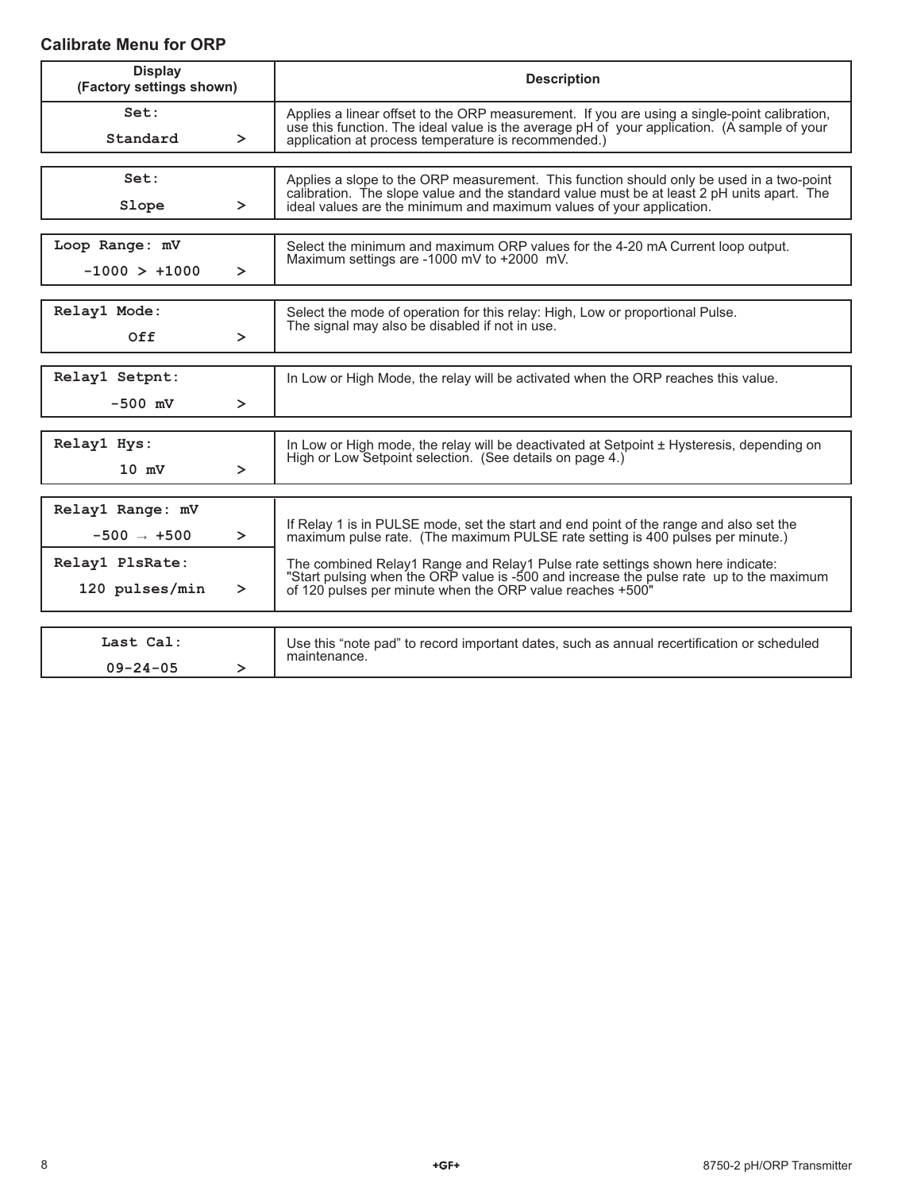## Calibrate Menu for ORP

| Display (Factory settings shown) | Description |
|---|---|
| Set: Standard > | Applies a linear offset to the ORP measurement. If you are using a single-point calibration, use this function. The ideal value is the average pH of your application. (A sample of your application at process temperature is recommended.) |
| Set: Slope > | Applies a slope to the ORP measurement. This function should only be used in a two-point calibration. The slope value and the standard value must be at least 2 pH units apart. The ideal values are the minimum and maximum values of your application. |
| Loop Range: mV -1000 > +1000 > | Select the minimum and maximum ORP values for the 4-20 mA Current loop output. Maximum settings are -1000 mV to +2000 mV. |
| Relay1 Mode: Off > | Select the mode of operation for this relay: High, Low or proportional Pulse. The signal may also be disabled if not in use. |
| Relay1 Setpnt: -500 mV > | In Low or High Mode, the relay will be activated when the ORP reaches this value. |
| Relay1 Hys: 10 mV > | In Low or High mode, the relay will be deactivated at Setpoint ± Hysteresis, depending on High or Low Setpoint selection. (See details on page 4.) |
| Relay1 Range: mV -500 → +500 > | If Relay 1 is in PULSE mode, set the start and end point of the range and also set the maximum pulse rate. (The maximum PULSE rate setting is 400 pulses per minute.) |
| Relay1 PlsRate: 120 pulses/min > | The combined Relay1 Range and Relay1 Pulse rate settings shown here indicate: "Start pulsing when the ORP value is -500 and increase the pulse rate up to the maximum of 120 pulses per minute when the ORP value reaches +500" |
| Last Cal: 09-24-05 > | Use this "note pad" to record important dates, such as annual recertification or scheduled maintenance. |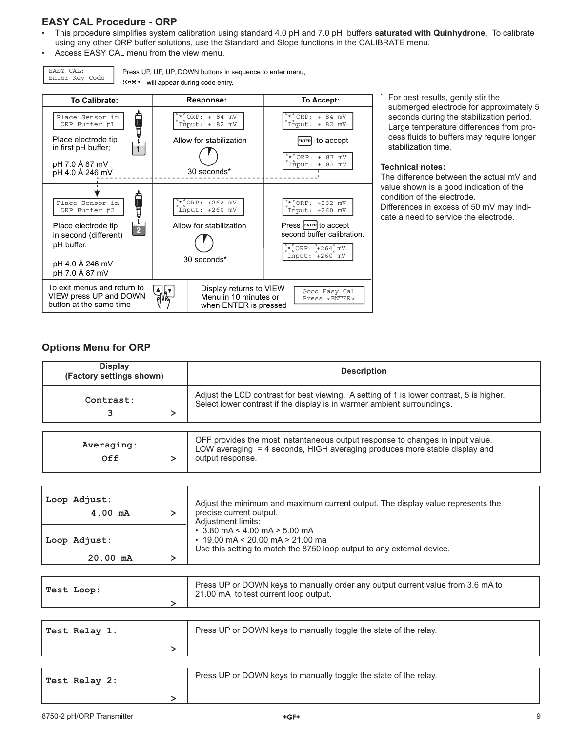## EASY CAL Procedure - ORP

- This procedure simplifies system calibration using standard 4.0 pH and 7.0 pH buffers **saturated with Quinhydrone**. To calibrate using any other ORP buffer solutions, use the Standard and Slope functions in the CALIBRATE menu.
- Access EASY CAL menu from the view menu.

```
EASY CAL: ----
Enter Key Code
```

Press UP, UP, UP, DOWN buttons in sequence to enter menu, ✱✱✱✱ will appear during code entry.

| To Calibrate: | Response: | To Accept: |
|---|---|---|
| `Place Sensor in ORP Buffer #1`<br>Place electrode tip in first pH buffer;<br>pH 7.0 Å 87 mV<br>pH 4.0 Å 246 mV | `* ORP: + 84 mV Input: + 82 mV`<br>Allow for stabilization<br>30 seconds* | `* ORP: + 84 mV Input: + 82 mV`<br>ENTER to accept<br>`* ORP: + 87 mV Input: + 82 mV` |
| `Place Sensor in ORP Buffer #2`<br>Place electrode tip in second (different) pH buffer.<br>pH 4.0 Å 246 mV<br>pH 7.0 Å 87 mV | `* ORP: +262 mV Input: +260 mV`<br>Allow for stabilization<br>30 seconds* | `* ORP: +262 mV Input: +260 mV`<br>Press ENTER to accept second buffer calibration.<br>`* ORP: +264 mV Input: +260 mV` |
| To exit menus and return to VIEW press UP and DOWN button at the same time | Display returns to VIEW Menu in 10 minutes or when ENTER is pressed | `Good Easy Cal Press <ENTER>` |

\* For best results, gently stir the submerged electrode for approximately 5 seconds during the stabilization period. Large temperature differences from process fluids to buffers may require longer stabilization time.

**Technical notes:**
The difference between the actual mV and value shown is a good indication of the condition of the electrode.
Differences in excess of 50 mV may indicate a need to service the electrode.

## Options Menu for ORP

| Display (Factory settings shown) | Description |
|---|---|
| Contrast: 3 > | Adjust the LCD contrast for best viewing. A setting of 1 is lower contrast, 5 is higher. Select lower contrast if the display is in warmer ambient surroundings. |
| Averaging: Off > | OFF provides the most instantaneous output response to changes in input value. LOW averaging = 4 seconds, HIGH averaging produces more stable display and output response. |
| Loop Adjust: 4.00 mA ><br>Loop Adjust: 20.00 mA > | Adjust the minimum and maximum current output. The display value represents the precise current output.<br>Adjustment limits:<br>• 3.80 mA < 4.00 mA > 5.00 mA<br>• 19.00 mA < 20.00 mA > 21.00 ma<br>Use this setting to match the 8750 loop output to any external device. |
| Test Loop: > | Press UP or DOWN keys to manually order any output current value from 3.6 mA to 21.00 mA to test current loop output. |
| Test Relay 1: > | Press UP or DOWN keys to manually toggle the state of the relay. |
| Test Relay 2: > | Press UP or DOWN keys to manually toggle the state of the relay. |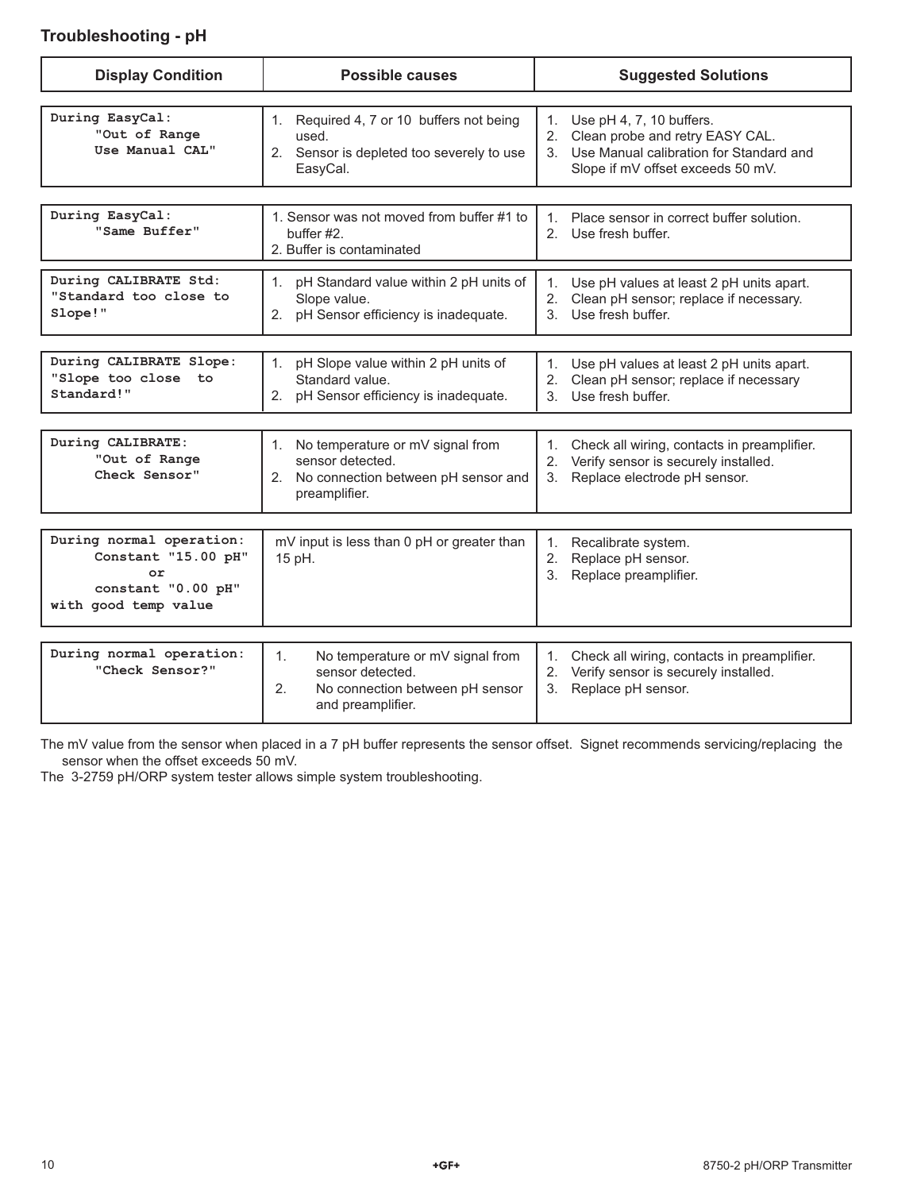## Troubleshooting - pH

| Display Condition | Possible causes | Suggested Solutions |
|---|---|---|
| During EasyCal: "Out of Range Use Manual CAL" | 1. Required 4, 7 or 10 buffers not being used.<br>2. Sensor is depleted too severely to use EasyCal. | 1. Use pH 4, 7, 10 buffers.<br>2. Clean probe and retry EASY CAL.<br>3. Use Manual calibration for Standard and Slope if mV offset exceeds 50 mV. |
| During EasyCal: "Same Buffer" | 1. Sensor was not moved from buffer #1 to buffer #2.<br>2. Buffer is contaminated | 1. Place sensor in correct buffer solution.<br>2. Use fresh buffer. |
| During CALIBRATE Std: "Standard too close to Slope!" | 1. pH Standard value within 2 pH units of Slope value.<br>2. pH Sensor efficiency is inadequate. | 1. Use pH values at least 2 pH units apart.<br>2. Clean pH sensor; replace if necessary.<br>3. Use fresh buffer. |
| During CALIBRATE Slope: "Slope too close to Standard!" | 1. pH Slope value within 2 pH units of Standard value.<br>2. pH Sensor efficiency is inadequate. | 1. Use pH values at least 2 pH units apart.<br>2. Clean pH sensor; replace if necessary<br>3. Use fresh buffer. |
| During CALIBRATE: "Out of Range Check Sensor" | 1. No temperature or mV signal from sensor detected.<br>2. No connection between pH sensor and preamplifier. | 1. Check all wiring, contacts in preamplifier.<br>2. Verify sensor is securely installed.<br>3. Replace electrode pH sensor. |
| During normal operation: Constant "15.00 pH" or constant "0.00 pH" with good temp value | mV input is less than 0 pH or greater than 15 pH. | 1. Recalibrate system.<br>2. Replace pH sensor.<br>3. Replace preamplifier. |
| During normal operation: "Check Sensor?" | 1. No temperature or mV signal from sensor detected.<br>2. No connection between pH sensor and preamplifier. | 1. Check all wiring, contacts in preamplifier.<br>2. Verify sensor is securely installed.<br>3. Replace pH sensor. |

The mV value from the sensor when placed in a 7 pH buffer represents the sensor offset. Signet recommends servicing/replacing the sensor when the offset exceeds 50 mV.

The 3-2759 pH/ORP system tester allows simple system troubleshooting.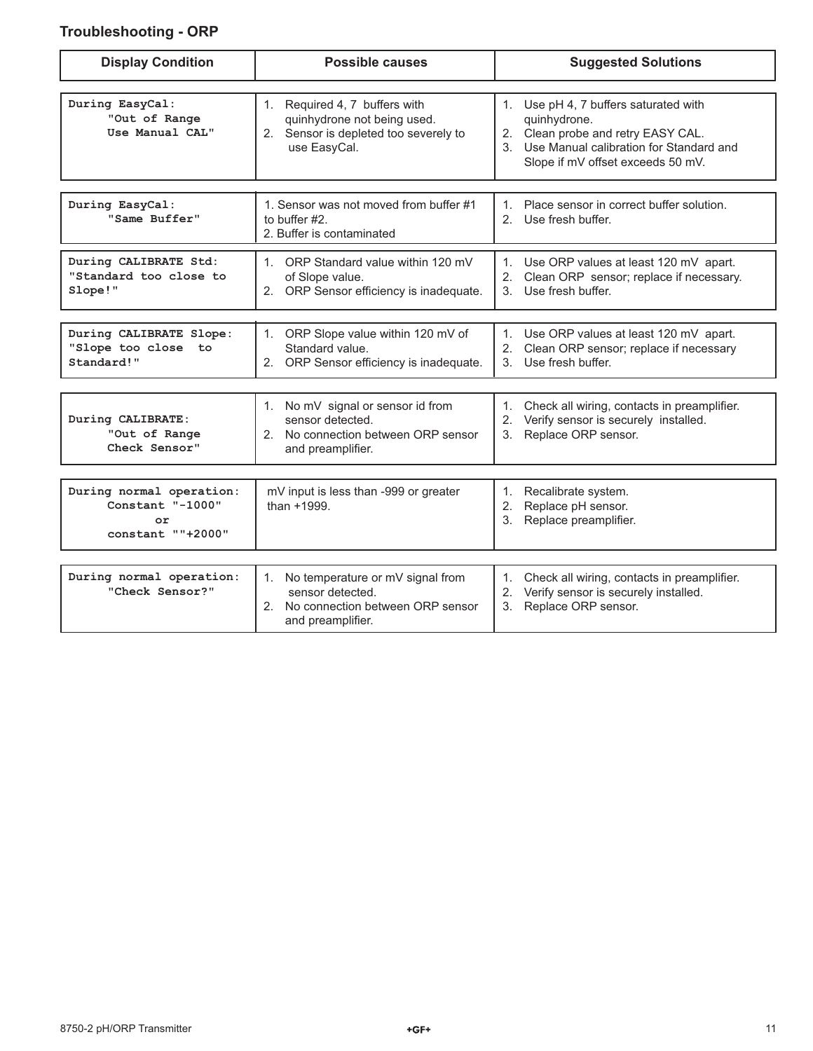## Troubleshooting - ORP

| Display Condition | Possible causes | Suggested Solutions |
|---|---|---|
| During EasyCal: "Out of Range Use Manual CAL" | 1. Required 4, 7 buffers with quinhydrone not being used.<br>2. Sensor is depleted too severely to use EasyCal. | 1. Use pH 4, 7 buffers saturated with quinhydrone.<br>2. Clean probe and retry EASY CAL.<br>3. Use Manual calibration for Standard and Slope if mV offset exceeds 50 mV. |
| During EasyCal: "Same Buffer" | 1. Sensor was not moved from buffer #1 to buffer #2.<br>2. Buffer is contaminated | 1. Place sensor in correct buffer solution.<br>2. Use fresh buffer. |
| During CALIBRATE Std: "Standard too close to Slope!" | 1. ORP Standard value within 120 mV of Slope value.<br>2. ORP Sensor efficiency is inadequate. | 1. Use ORP values at least 120 mV apart.<br>2. Clean ORP sensor; replace if necessary.<br>3. Use fresh buffer. |
| During CALIBRATE Slope: "Slope too close to Standard!" | 1. ORP Slope value within 120 mV of Standard value.<br>2. ORP Sensor efficiency is inadequate. | 1. Use ORP values at least 120 mV apart.<br>2. Clean ORP sensor; replace if necessary<br>3. Use fresh buffer. |
| During CALIBRATE: "Out of Range Check Sensor" | 1. No mV signal or sensor id from sensor detected.<br>2. No connection between ORP sensor and preamplifier. | 1. Check all wiring, contacts in preamplifier.<br>2. Verify sensor is securely installed.<br>3. Replace ORP sensor. |
| During normal operation: Constant "-1000" or constant ""+2000" | mV input is less than -999 or greater than +1999. | 1. Recalibrate system.<br>2. Replace pH sensor.<br>3. Replace preamplifier. |
| During normal operation: "Check Sensor?" | 1. No temperature or mV signal from sensor detected.<br>2. No connection between ORP sensor and preamplifier. | 1. Check all wiring, contacts in preamplifier.<br>2. Verify sensor is securely installed.<br>3. Replace ORP sensor. |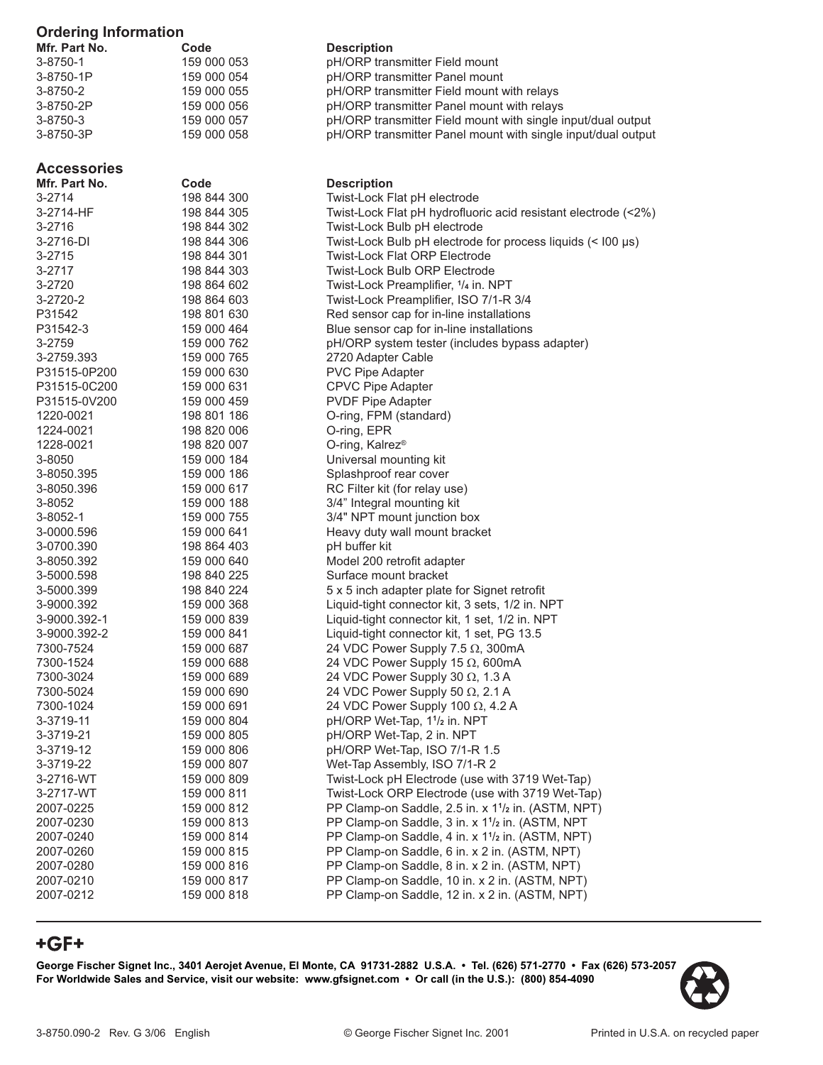## Ordering Information

| Mfr. Part No. | Code | Description |
|---|---|---|
| 3-8750-1 | 159 000 053 | pH/ORP transmitter Field mount |
| 3-8750-1P | 159 000 054 | pH/ORP transmitter Panel mount |
| 3-8750-2 | 159 000 055 | pH/ORP transmitter Field mount with relays |
| 3-8750-2P | 159 000 056 | pH/ORP transmitter Panel mount with relays |
| 3-8750-3 | 159 000 057 | pH/ORP transmitter Field mount with single input/dual output |
| 3-8750-3P | 159 000 058 | pH/ORP transmitter Panel mount with single input/dual output |

## Accessories

| Mfr. Part No. | Code | Description |
|---|---|---|
| 3-2714 | 198 844 300 | Twist-Lock Flat pH electrode |
| 3-2714-HF | 198 844 305 | Twist-Lock Flat pH hydrofluoric acid resistant electrode (<2%) |
| 3-2716 | 198 844 302 | Twist-Lock Bulb pH electrode |
| 3-2716-DI | 198 844 306 | Twist-Lock Bulb pH electrode for process liquids (< I00 µs) |
| 3-2715 | 198 844 301 | Twist-Lock Flat ORP Electrode |
| 3-2717 | 198 844 303 | Twist-Lock Bulb ORP Electrode |
| 3-2720 | 198 864 602 | Twist-Lock Preamplifier, 1/4 in. NPT |
| 3-2720-2 | 198 864 603 | Twist-Lock Preamplifier, ISO 7/1-R 3/4 |
| P31542 | 198 801 630 | Red sensor cap for in-line installations |
| P31542-3 | 159 000 464 | Blue sensor cap for in-line installations |
| 3-2759 | 159 000 762 | pH/ORP system tester (includes bypass adapter) |
| 3-2759.393 | 159 000 765 | 2720 Adapter Cable |
| P31515-0P200 | 159 000 630 | PVC Pipe Adapter |
| P31515-0C200 | 159 000 631 | CPVC Pipe Adapter |
| P31515-0V200 | 159 000 459 | PVDF Pipe Adapter |
| 1220-0021 | 198 801 186 | O-ring, FPM (standard) |
| 1224-0021 | 198 820 006 | O-ring, EPR |
| 1228-0021 | 198 820 007 | O-ring, Kalrez® |
| 3-8050 | 159 000 184 | Universal mounting kit |
| 3-8050.395 | 159 000 186 | Splashproof rear cover |
| 3-8050.396 | 159 000 617 | RC Filter kit (for relay use) |
| 3-8052 | 159 000 188 | 3/4" Integral mounting kit |
| 3-8052-1 | 159 000 755 | 3/4" NPT mount junction box |
| 3-0000.596 | 159 000 641 | Heavy duty wall mount bracket |
| 3-0700.390 | 198 864 403 | pH buffer kit |
| 3-8050.392 | 159 000 640 | Model 200 retrofit adapter |
| 3-5000.598 | 198 840 225 | Surface mount bracket |
| 3-5000.399 | 198 840 224 | 5 x 5 inch adapter plate for Signet retrofit |
| 3-9000.392 | 159 000 368 | Liquid-tight connector kit, 3 sets, 1/2 in. NPT |
| 3-9000.392-1 | 159 000 839 | Liquid-tight connector kit, 1 set, 1/2 in. NPT |
| 3-9000.392-2 | 159 000 841 | Liquid-tight connector kit, 1 set, PG 13.5 |
| 7300-7524 | 159 000 687 | 24 VDC Power Supply 7.5 Ω, 300mA |
| 7300-1524 | 159 000 688 | 24 VDC Power Supply 15 Ω, 600mA |
| 7300-3024 | 159 000 689 | 24 VDC Power Supply 30 Ω, 1.3 A |
| 7300-5024 | 159 000 690 | 24 VDC Power Supply 50 Ω, 2.1 A |
| 7300-1024 | 159 000 691 | 24 VDC Power Supply 100 Ω, 4.2 A |
| 3-3719-11 | 159 000 804 | pH/ORP Wet-Tap, 1 1/2 in. NPT |
| 3-3719-21 | 159 000 805 | pH/ORP Wet-Tap, 2 in. NPT |
| 3-3719-12 | 159 000 806 | pH/ORP Wet-Tap, ISO 7/1-R 1.5 |
| 3-3719-22 | 159 000 807 | Wet-Tap Assembly, ISO 7/1-R 2 |
| 3-2716-WT | 159 000 809 | Twist-Lock pH Electrode (use with 3719 Wet-Tap) |
| 3-2717-WT | 159 000 811 | Twist-Lock ORP Electrode (use with 3719 Wet-Tap) |
| 2007-0225 | 159 000 812 | PP Clamp-on Saddle, 2.5 in. x 1 1/2 in. (ASTM, NPT) |
| 2007-0230 | 159 000 813 | PP Clamp-on Saddle, 3 in. x 1 1/2 in. (ASTM, NPT |
| 2007-0240 | 159 000 814 | PP Clamp-on Saddle, 4 in. x 1 1/2 in. (ASTM, NPT) |
| 2007-0260 | 159 000 815 | PP Clamp-on Saddle, 6 in. x 2 in. (ASTM, NPT) |
| 2007-0280 | 159 000 816 | PP Clamp-on Saddle, 8 in. x 2 in. (ASTM, NPT) |
| 2007-0210 | 159 000 817 | PP Clamp-on Saddle, 10 in. x 2 in. (ASTM, NPT) |
| 2007-0212 | 159 000 818 | PP Clamp-on Saddle, 12 in. x 2 in. (ASTM, NPT) |

+GF+

**George Fischer Signet Inc., 3401 Aerojet Avenue, El Monte, CA 91731-2882 U.S.A. • Tel. (626) 571-2770 • Fax (626) 573-2057**
**For Worldwide Sales and Service, visit our website: www.gfsignet.com • Or call (in the U.S.): (800) 854-4090**

3-8750.090-2 Rev. G 3/06 English © George Fischer Signet Inc. 2001 Printed in U.S.A. on recycled paper